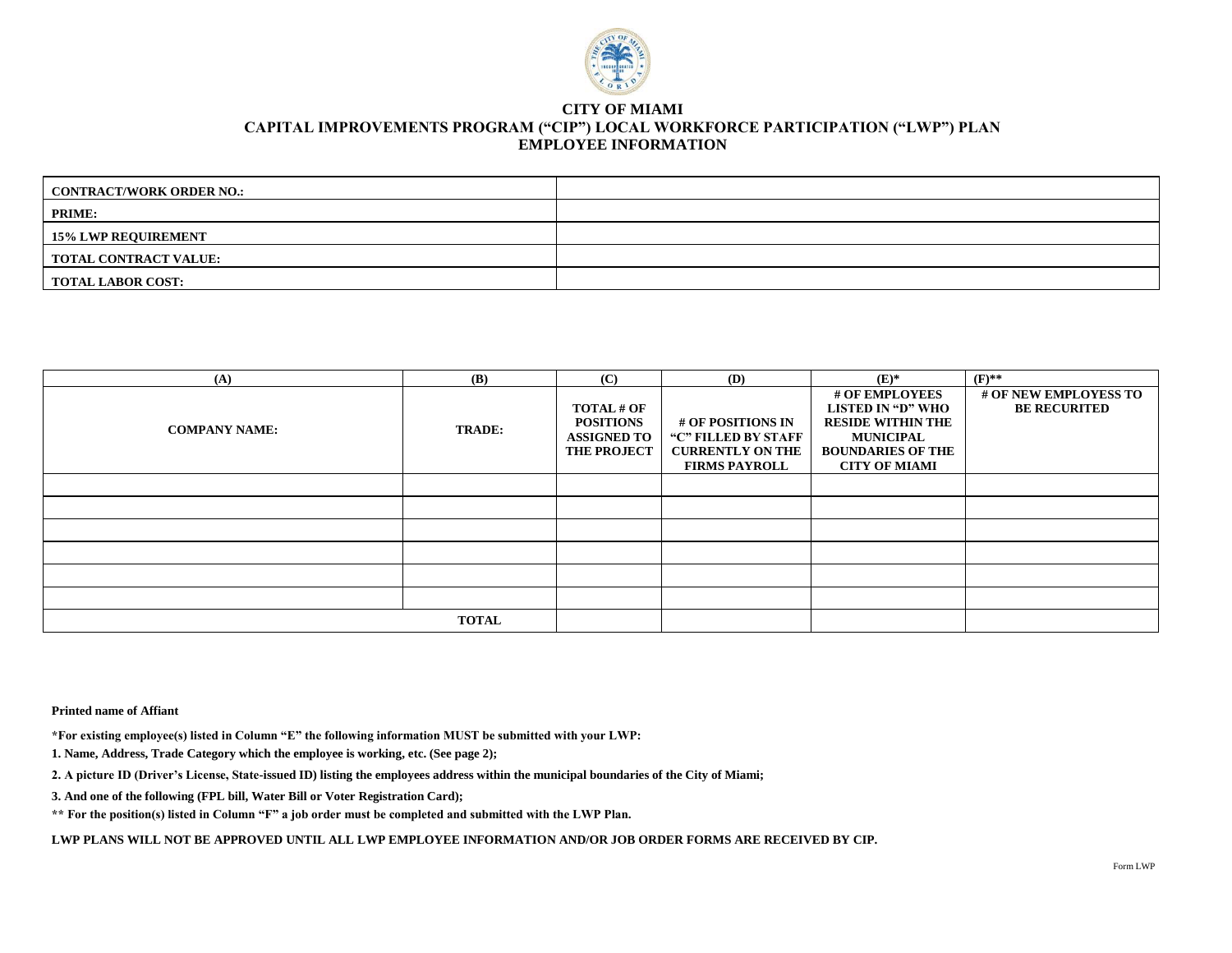# CITY OF MIAMI
## CAPITAL IMPROVEMENTS PROGRAM ("CIP") LOCAL WORKFORCE PARTICIPATION ("LWP") PLAN
## EMPLOYEE INFORMATION

| | |
|---|---|
| **CONTRACT/WORK ORDER NO.:** | |
| **PRIME:** | |
| **15% LWP REQUIREMENT** | |
| **TOTAL CONTRACT VALUE:** | |
| **TOTAL LABOR COST:** | |

| (A) | (B) | (C) | (D) | (E)* | (F)** |
|---|---|---|---|---|---|
| **COMPANY NAME:** | **TRADE:** | **TOTAL # OF POSITIONS ASSIGNED TO THE PROJECT** | **# OF POSITIONS IN "C" FILLED BY STAFF CURRENTLY ON THE FIRMS PAYROLL** | **# OF EMPLOYEES LISTED IN "D" WHO RESIDE WITHIN THE MUNICIPAL BOUNDARIES OF THE CITY OF MIAMI** | **# OF NEW EMPLOYESS TO BE RECURITED** |
| | | | | | |
| | | | | | |
| | | | | | |
| | | | | | |
| | | | | | |
| | | | | | |
| | **TOTAL** | | | | |

**Printed name of Affiant**

**\*For existing employee(s) listed in Column "E" the following information MUST be submitted with your LWP:**

**1. Name, Address, Trade Category which the employee is working, etc. (See page 2);**

**2. A picture ID (Driver's License, State-issued ID) listing the employees address within the municipal boundaries of the City of Miami;**

**3. And one of the following (FPL bill, Water Bill or Voter Registration Card);**

**\*\* For the position(s) listed in Column "F" a job order must be completed and submitted with the LWP Plan.**

**LWP PLANS WILL NOT BE APPROVED UNTIL ALL LWP EMPLOYEE INFORMATION AND/OR JOB ORDER FORMS ARE RECEIVED BY CIP.**

Form LWP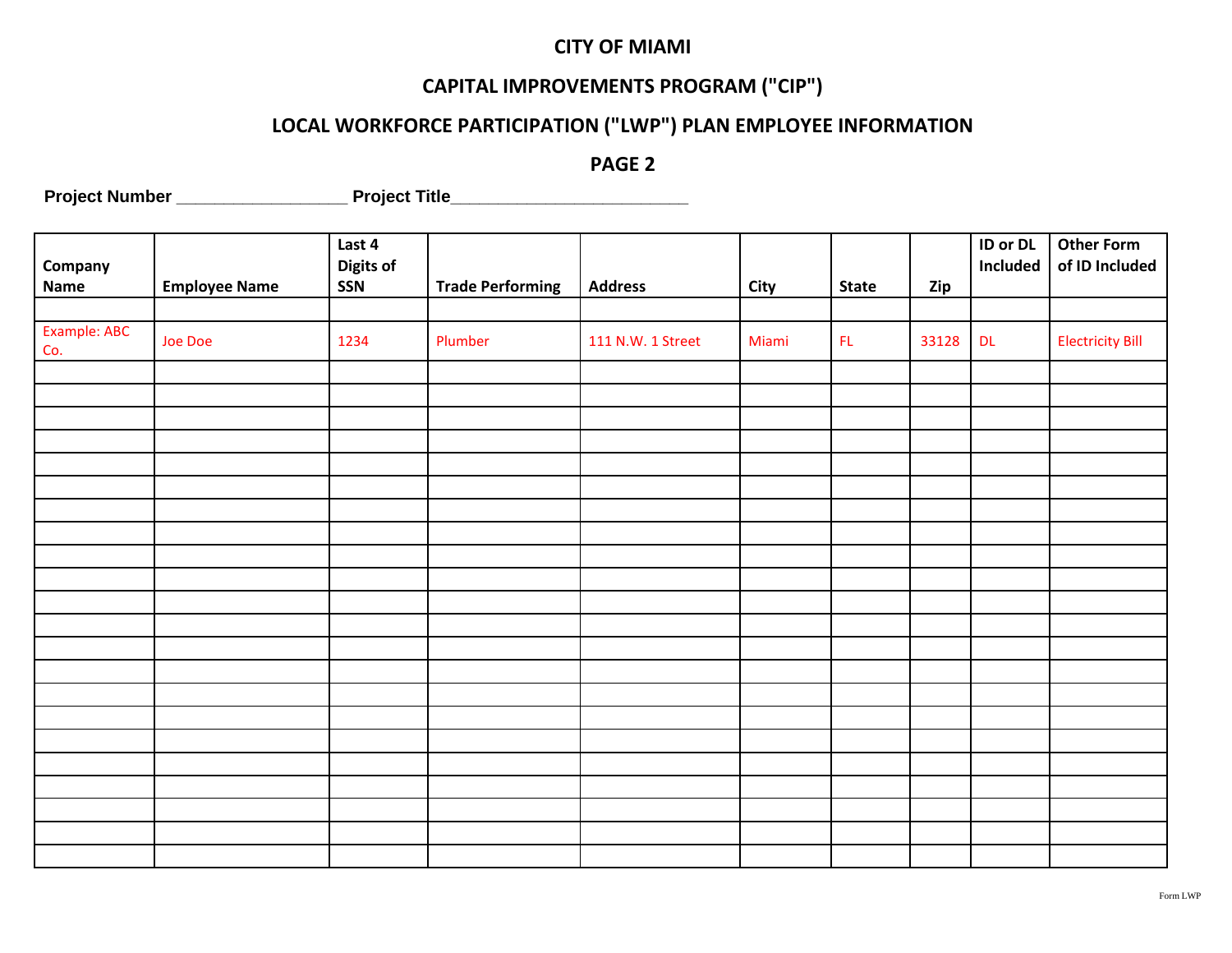# CITY OF MIAMI

## CAPITAL IMPROVEMENTS PROGRAM ("CIP")

## LOCAL WORKFORCE PARTICIPATION ("LWP") PLAN EMPLOYEE INFORMATION

## PAGE 2

**Project Number** _________________ **Project Title**________________________

| Company Name | Employee Name | Last 4 Digits of SSN | Trade Performing | Address | City | State | Zip | ID or DL Included | Other Form of ID Included |
|---|---|---|---|---|---|---|---|---|---|
| | | | | | | | | | |
| Example: ABC Co. | Joe Doe | 1234 | Plumber | 111 N.W. 1 Street | Miami | FL | 33128 | DL | Electricity Bill |
| | | | | | | | | | |
| | | | | | | | | | |
| | | | | | | | | | |
| | | | | | | | | | |
| | | | | | | | | | |
| | | | | | | | | | |
| | | | | | | | | | |
| | | | | | | | | | |
| | | | | | | | | | |
| | | | | | | | | | |
| | | | | | | | | | |
| | | | | | | | | | |
| | | | | | | | | | |
| | | | | | | | | | |
| | | | | | | | | | |
| | | | | | | | | | |
| | | | | | | | | | |
| | | | | | | | | | |
| | | | | | | | | | |
| | | | | | | | | | |
| | | | | | | | | | |
| | | | | | | | | | |

Form LWP